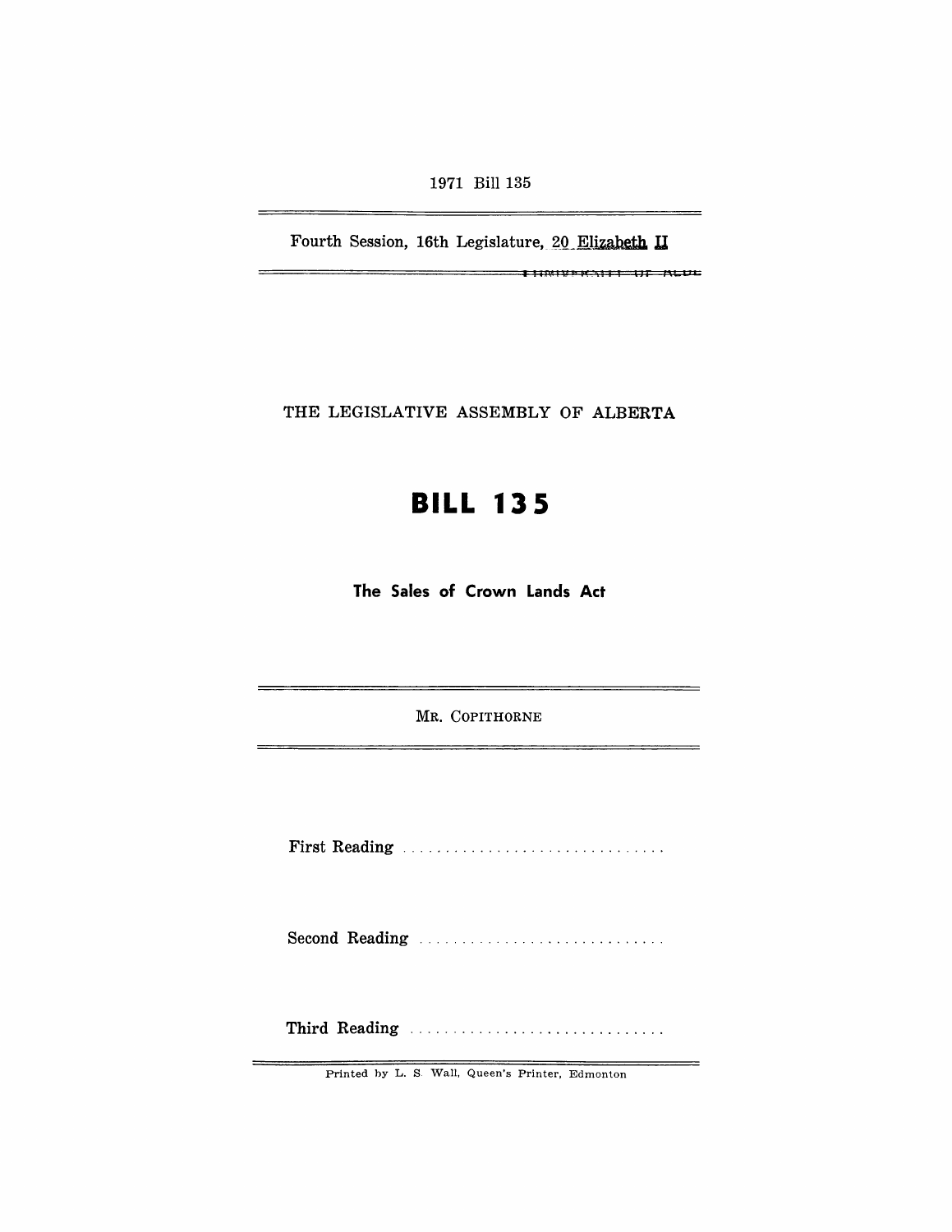1971 Bill 135

Fourth Session, 16th Legislature, 20 Elizabeth II

THE LEGISLATIVE ASSEMBLY OF ALBERTA

# BILL 135

## The Sales of Crown Lands Act

MR. COPITHORNE

First Reading . . . . . . . . . . . . . . . . . . . . . . . . . . . . . .

Second Reading . . . . . . . . . . . . . . . . . . . . . . . . . . . .

Third Reading . . . . . . . . . . . . . . . . . . . . . . . . . . . . .

Printed by L. S. Wall, Queen's Printer, Edmonton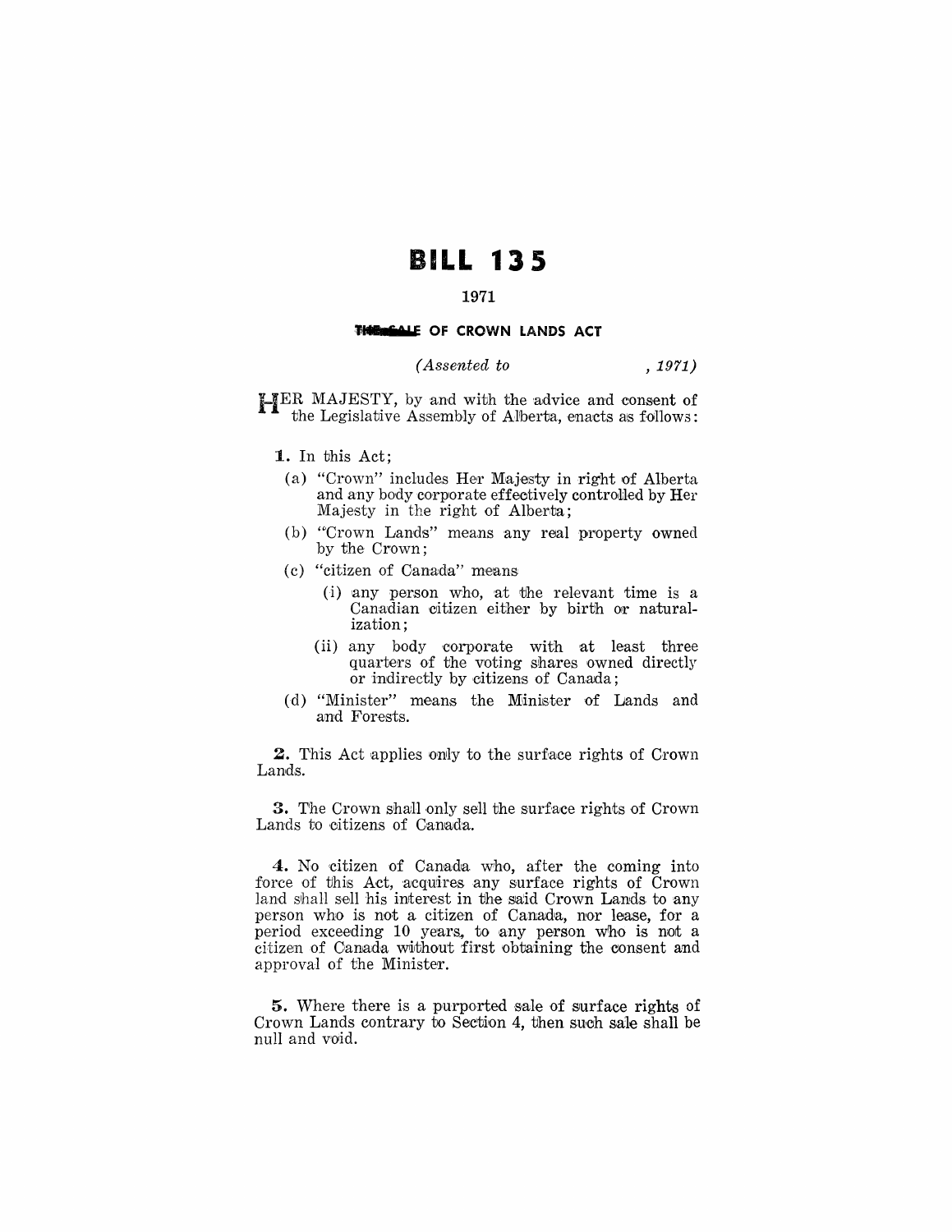# BILL 135

## 1971

### THE SALE OF CROWN LANDS ACT

*(Assented to , 1971)*

HER MAJESTY, by and with the advice and consent of the Legislative Assembly of Alberta, enacts as follows:

**1.** In this Act;

(a) "Crown" includes Her Majesty in right of Alberta and any body corporate effectively controlled by Her Majesty in the right of Alberta;

(b) "Crown Lands" means any real property owned by the Crown;

(c) "citizen of Canada" means

(i) any person who, at the relevant time is a Canadian citizen either by birth or naturalization;

(ii) any body corporate with at least three quarters of the voting shares owned directly or indirectly by citizens of Canada;

(d) "Minister" means the Minister of Lands and and Forests.

**2.** This Act applies only to the surface rights of Crown Lands.

**3.** The Crown shall only sell the surface rights of Crown Lands to citizens of Canada.

**4.** No citizen of Canada who, after the coming into force of this Act, acquires any surface rights of Crown land shall sell his interest in the said Crown Lands to any person who is not a citizen of Canada, nor lease, for a period exceeding 10 years, to any person who is not a citizen of Canada without first obtaining the consent and approval of the Minister.

**5.** Where there is a purported sale of surface rights of Crown Lands contrary to Section 4, then such sale shall be null and void.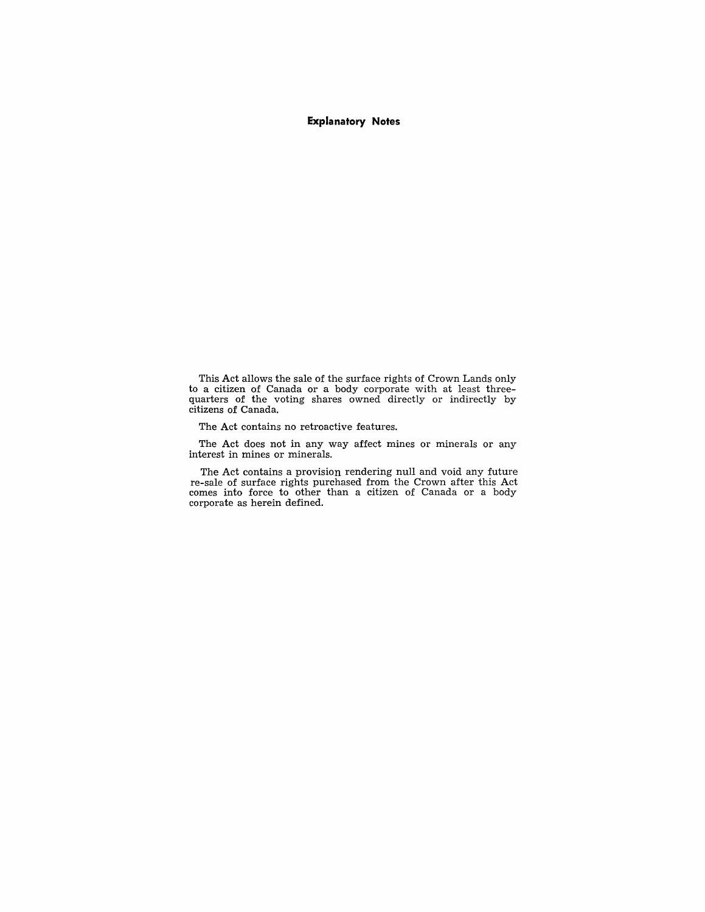## Explanatory Notes

This Act allows the sale of the surface rights of Crown Lands only to a citizen of Canada or a body corporate with at least three-quarters of the voting shares owned directly or indirectly by citizens of Canada.

The Act contains no retroactive features.

The Act does not in any way affect mines or minerals or any interest in mines or minerals.

The Act contains a provision rendering null and void any future re-sale of surface rights purchased from the Crown after this Act comes into force to other than a citizen of Canada or a body corporate as herein defined.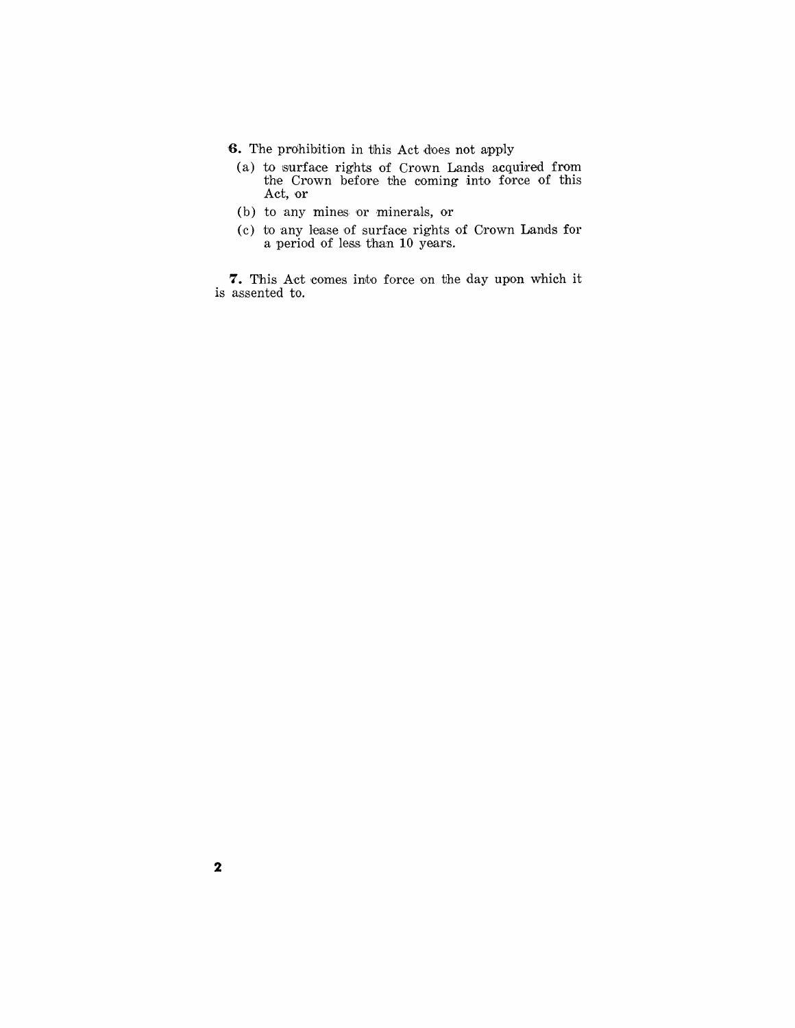**6.** The prohibition in this Act does not apply

(a) to surface rights of Crown Lands acquired from the Crown before the coming into force of this Act, or

(b) to any mines or minerals, or

(c) to any lease of surface rights of Crown Lands for a period of less than 10 years.

**7.** This Act comes into force on the day upon which it is assented to.